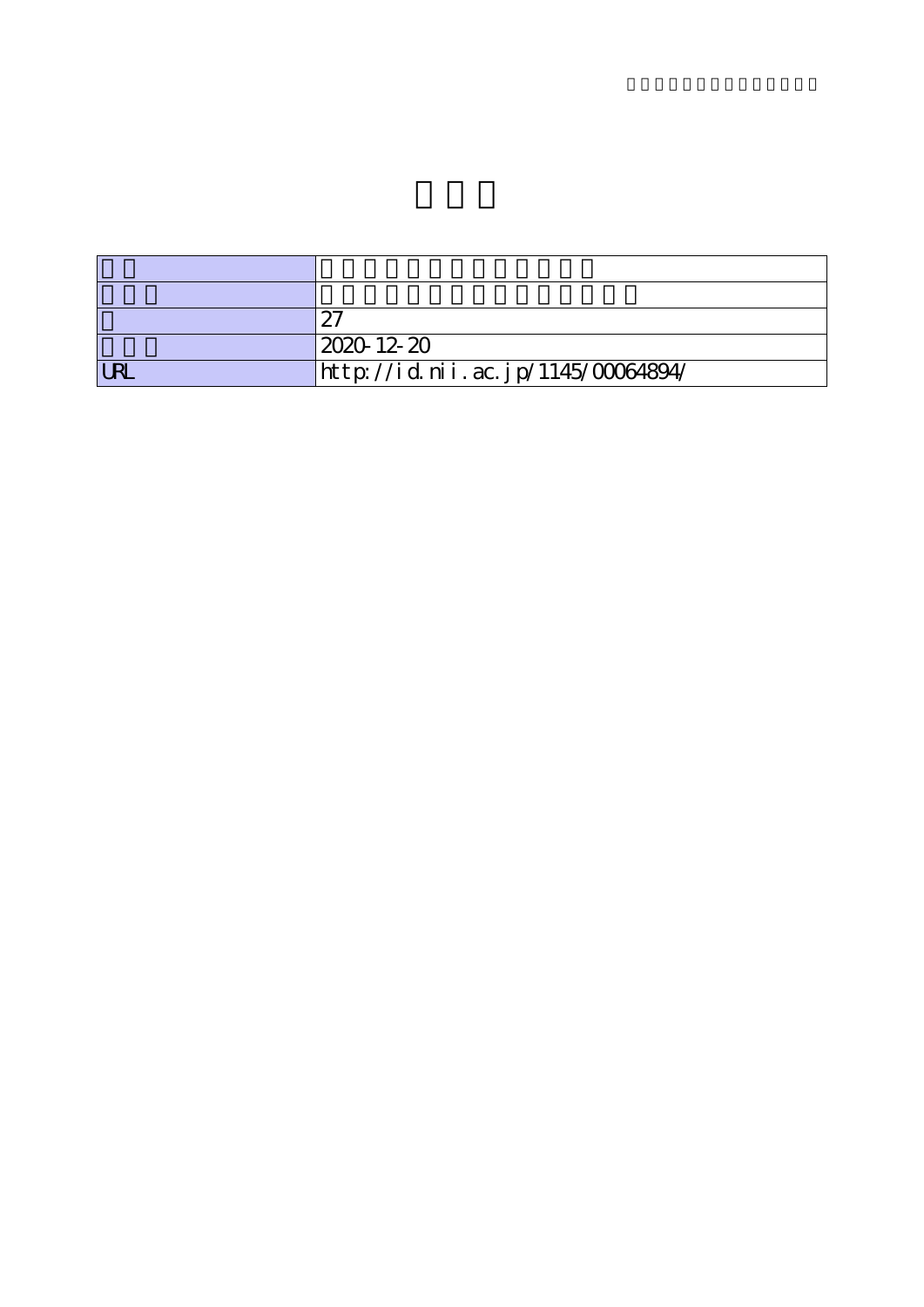|  |  |
|---|---|
|  | 27 |
|  | 2020-12-20 |
| URL | http://id.nii.ac.jp/1145/00064894/ |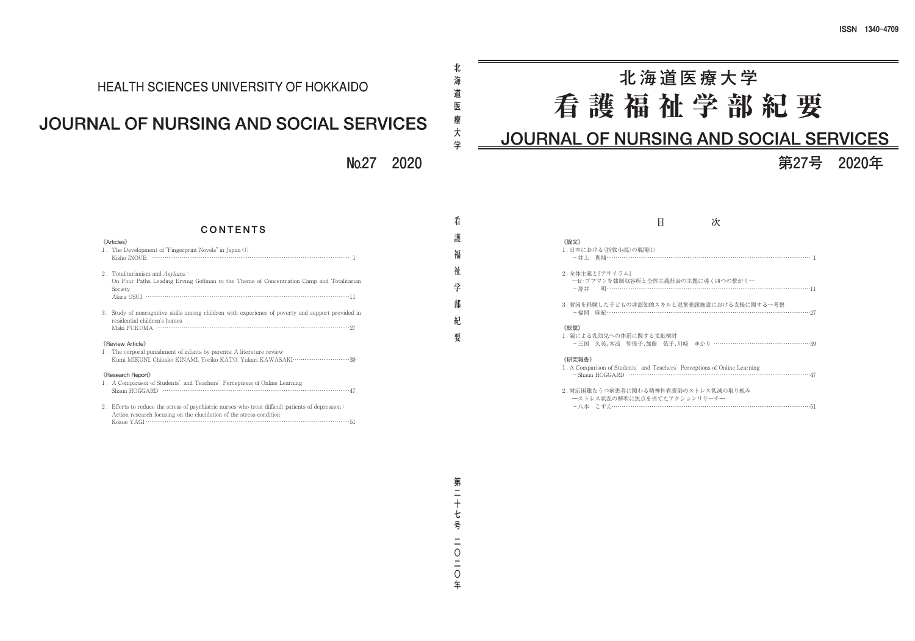ISSN 1340-4709

HEALTH SCIENCES UNIVERSITY OF HOKKAIDO

# JOURNAL OF NURSING AND SOCIAL SERVICES

No.27 2020

## CONTENTS

《Articles》

1. The Development of "Fingerprint Novels" in Japan (1)
   Kisho INOUE ……………………………………………………………… 1

2. Totalitarianism and *Asylums*:
   On Four Paths Leading Erving Goffman to the Theme of Concentration Camp and Totalitarian Society
   Akira USUI ……………………………………………………………… 11

3. Study of noncognitive skills among children with experience of poverty and support provided in residential children's homes
   Maki FUKUMA ……………………………………………………………… 27

《Review Article》

1. The corporal punishment of infants by parents: A literature review
   Kumi MIKUNI, Chikako KINAMI, Yoriko KATO, Yukari KAWASAKI ……………… 39

《Research Report》

1. A Comparison of Students' and Teachers' Perceptions of Online Learning
   Shaun HOGGARD ……………………………………………………………… 47

2. Efforts to reduce the stress of psychiatric nurses who treat difficult patients of depression:
   Action research focusing on the elucidation of the stress condition
   Kozue YAGI ……………………………………………………………… 51

北海道医療大学 看護福祉学部紀要 第二十七号 二〇二〇年

# 北海道医療大学
# 看護福祉学部紀要

# JOURNAL OF NURSING AND SOCIAL SERVICES

第27号 2020年

## 目　　次

《論文》

1. 日本における〈指紋小説〉の展開(1)
   －井上　貴翔……………………………………………………………… 1

2. 全体主義と『アサイラム』
   —E・ゴフマンを強制収容所と全体主義社会の主題に導く四つの繋がり—
   －薄井　　明……………………………………………………………… 11

3. 貧困を経験した子どもの非認知的スキルと児童養護施設における支援に関する一考察
   －福間　麻紀……………………………………………………………… 27

《総説》

1. 親による乳幼児への体罰に関する文献検討
   －三国　久美、木浪　智佳子、加藤　依子、川崎　ゆかり ……………… 39

《研究報告》

1. A Comparison of Students' and Teachers' Perceptions of Online Learning
   －Shaun HOGGARD ……………………………………………………… 47

2. 対応困難なうつ病患者に関わる精神科看護師のストレス低減の取り組み
   —ストレス状況の解明に焦点を当てたアクションリサーチ—
   －八木　こずえ……………………………………………………………… 51